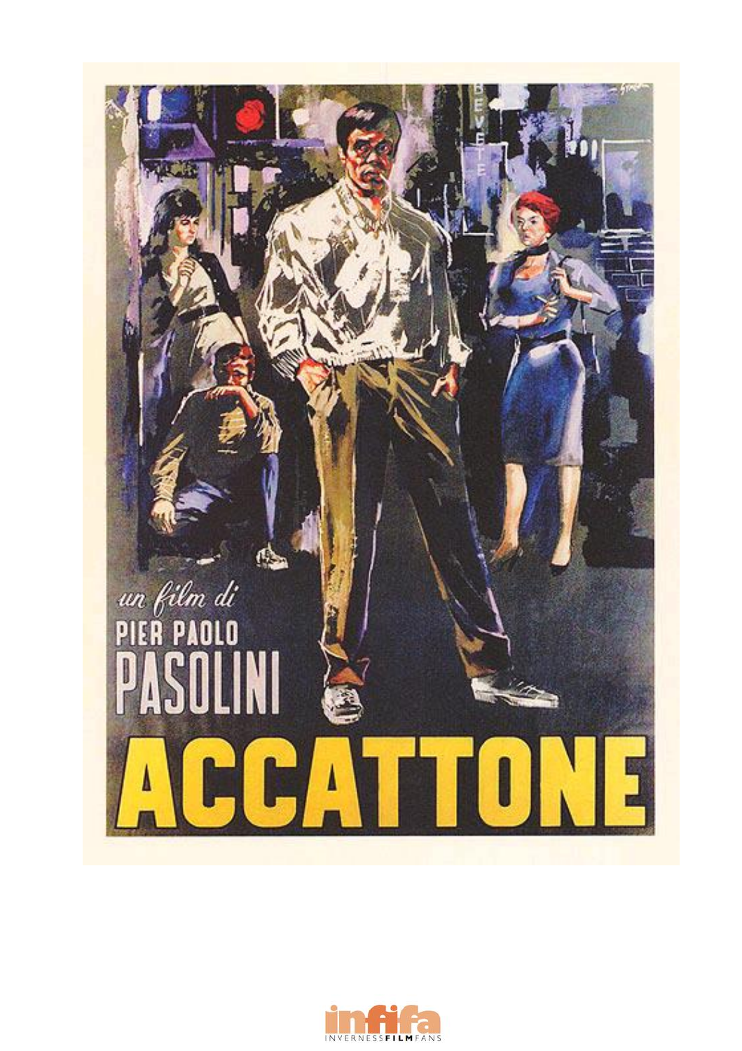un film di

PIER PAOLO

PASOLINI

# ACCATTONE

infifa

INVERNESS FILM FANS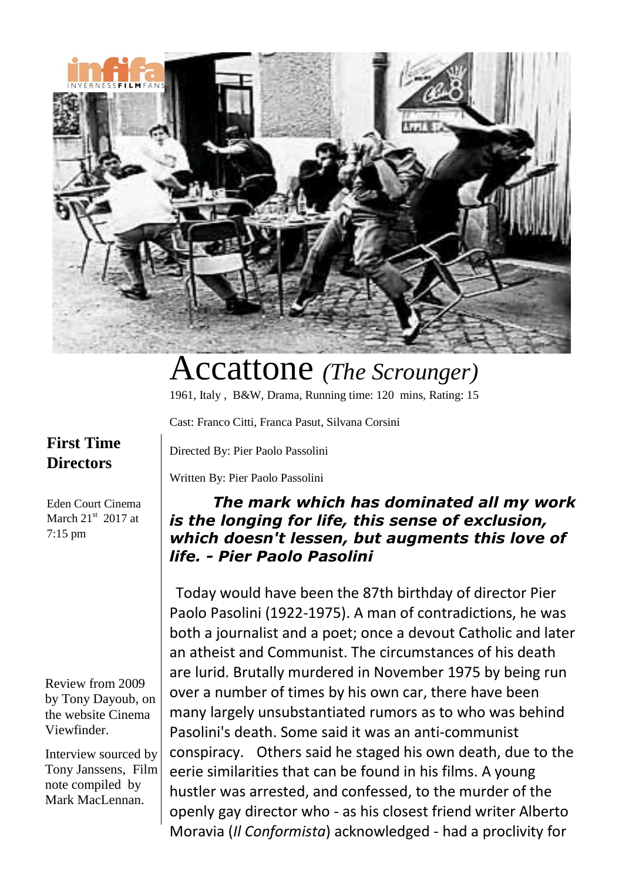# Accattone *(The Scrounger)*

1961, Italy , B&W, Drama, Running time: 120 mins, Rating: 15

Cast: Franco Citti, Franca Pasut, Silvana Corsini

Directed By: Pier Paolo Passolini

Written By: Pier Paolo Passolini

## First Time Directors

Eden Court Cinema March 21st 2017 at 7:15 pm

Review from 2009 by Tony Dayoub, on the website Cinema Viewfinder.

Interview sourced by Tony Janssens, Film note compiled by Mark MacLennan.

***The mark which has dominated all my work is the longing for life, this sense of exclusion, which doesn't lessen, but augments this love of life. - Pier Paolo Pasolini***

Today would have been the 87th birthday of director Pier Paolo Pasolini (1922-1975). A man of contradictions, he was both a journalist and a poet; once a devout Catholic and later an atheist and Communist. The circumstances of his death are lurid. Brutally murdered in November 1975 by being run over a number of times by his own car, there have been many largely unsubstantiated rumors as to who was behind Pasolini's death. Some said it was an anti-communist conspiracy. Others said he staged his own death, due to the eerie similarities that can be found in his films. A young hustler was arrested, and confessed, to the murder of the openly gay director who - as his closest friend writer Alberto Moravia (*Il Conformista*) acknowledged - had a proclivity for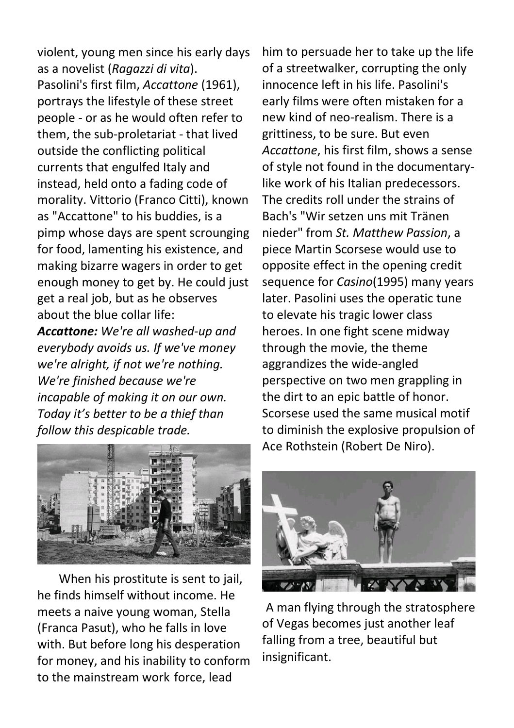violent, young men since his early days as a novelist (*Ragazzi di vita*). Pasolini's first film, *Accattone* (1961), portrays the lifestyle of these street people - or as he would often refer to them, the sub-proletariat - that lived outside the conflicting political currents that engulfed Italy and instead, held onto a fading code of morality. Vittorio (Franco Citti), known as "Accattone" to his buddies, is a pimp whose days are spent scrounging for food, lamenting his existence, and making bizarre wagers in order to get enough money to get by. He could just get a real job, but as he observes about the blue collar life:

***Accattone:*** *We're all washed-up and everybody avoids us. If we've money we're alright, if not we're nothing. We're finished because we're incapable of making it on our own. Today it's better to be a thief than follow this despicable trade.*

When his prostitute is sent to jail, he finds himself without income. He meets a naive young woman, Stella (Franca Pasut), who he falls in love with. But before long his desperation for money, and his inability to conform to the mainstream work force, lead him to persuade her to take up the life of a streetwalker, corrupting the only innocence left in his life. Pasolini's early films were often mistaken for a new kind of neo-realism. There is a grittiness, to be sure. But even *Accattone*, his first film, shows a sense of style not found in the documentary-like work of his Italian predecessors. The credits roll under the strains of Bach's "Wir setzen uns mit Tränen nieder" from *St. Matthew Passion*, a piece Martin Scorsese would use to opposite effect in the opening credit sequence for *Casino*(1995) many years later. Pasolini uses the operatic tune to elevate his tragic lower class heroes. In one fight scene midway through the movie, the theme aggrandizes the wide-angled perspective on two men grappling in the dirt to an epic battle of honor. Scorsese used the same musical motif to diminish the explosive propulsion of Ace Rothstein (Robert De Niro).

A man flying through the stratosphere of Vegas becomes just another leaf falling from a tree, beautiful but insignificant.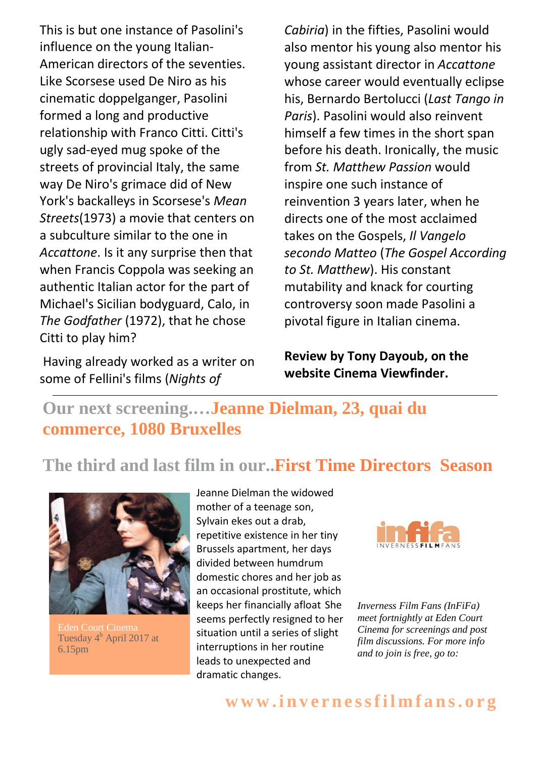This is but one instance of Pasolini's influence on the young Italian-American directors of the seventies. Like Scorsese used De Niro as his cinematic doppelganger, Pasolini formed a long and productive relationship with Franco Citti. Citti's ugly sad-eyed mug spoke of the streets of provincial Italy, the same way De Niro's grimace did of New York's backalleys in Scorsese's *Mean Streets*(1973) a movie that centers on a subculture similar to the one in *Accattone*. Is it any surprise then that when Francis Coppola was seeking an authentic Italian actor for the part of Michael's Sicilian bodyguard, Calo, in *The Godfather* (1972), that he chose Citti to play him?

Having already worked as a writer on some of Fellini's films (*Nights of Cabiria*) in the fifties, Pasolini would also mentor his young also mentor his young assistant director in *Accattone* whose career would eventually eclipse his, Bernardo Bertolucci (*Last Tango in Paris*). Pasolini would also reinvent himself a few times in the short span before his death. Ironically, the music from *St. Matthew Passion* would inspire one such instance of reinvention 3 years later, when he directs one of the most acclaimed takes on the Gospels, *Il Vangelo secondo Matteo* (*The Gospel According to St. Matthew*). His constant mutability and knack for courting controversy soon made Pasolini a pivotal figure in Italian cinema.

**Review by Tony Dayoub, on the website Cinema Viewfinder.**

---

## Our next screening….Jeanne Dielman, 23, quai du commerce, 1080 Bruxelles

## The third and last film in our..First Time Directors Season

Eden Court Cinema
Tuesday 4th April 2017 at 6.15pm

Jeanne Dielman the widowed mother of a teenage son, Sylvain ekes out a drab, repetitive existence in her tiny Brussels apartment, her days divided between humdrum domestic chores and her job as an occasional prostitute, which keeps her financially afloat She seems perfectly resigned to her situation until a series of slight interruptions in her routine leads to unexpected and dramatic changes.

infifa
INVERNESS FILM FANS

*Inverness Film Fans (InFiFa) meet fortnightly at Eden Court Cinema for screenings and post film discussions. For more info and to join is free, go to:*

**www.invernessfilmfans.org**